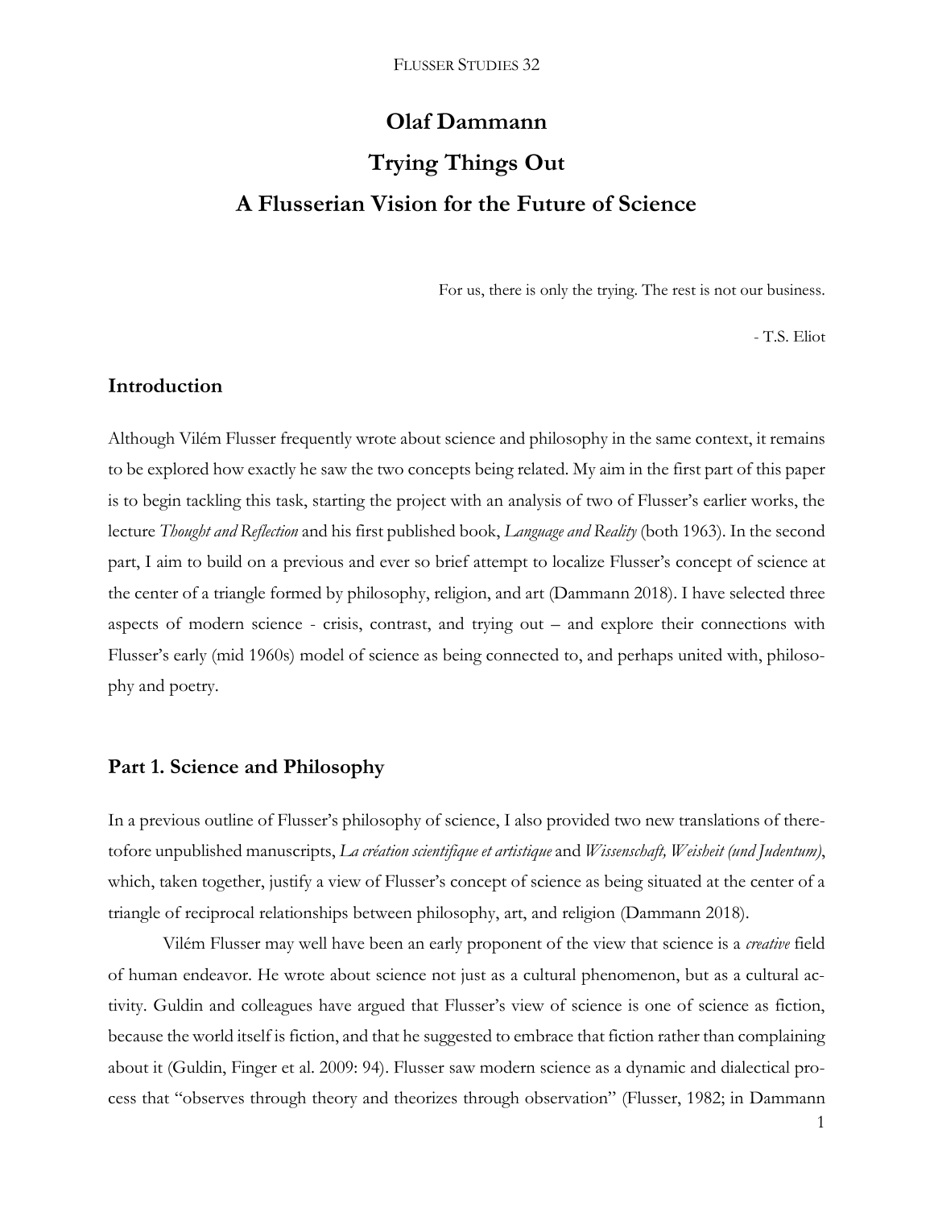# Olaf Dammann

# Trying Things Out

# A Flusserian Vision for the Future of Science

For us, there is only the trying. The rest is not our business.

- T.S. Eliot

## Introduction

Although Vilém Flusser frequently wrote about science and philosophy in the same context, it remains to be explored how exactly he saw the two concepts being related. My aim in the first part of this paper is to begin tackling this task, starting the project with an analysis of two of Flusser's earlier works, the lecture *Thought and Reflection* and his first published book, *Language and Reality* (both 1963). In the second part, I aim to build on a previous and ever so brief attempt to localize Flusser's concept of science at the center of a triangle formed by philosophy, religion, and art (Dammann 2018). I have selected three aspects of modern science - crisis, contrast, and trying out – and explore their connections with Flusser's early (mid 1960s) model of science as being connected to, and perhaps united with, philosophy and poetry.

## Part 1. Science and Philosophy

In a previous outline of Flusser's philosophy of science, I also provided two new translations of theretofore unpublished manuscripts, *La création scientifique et artistique* and *Wissenschaft, Weisheit (und Judentum)*, which, taken together, justify a view of Flusser's concept of science as being situated at the center of a triangle of reciprocal relationships between philosophy, art, and religion (Dammann 2018).

Vilém Flusser may well have been an early proponent of the view that science is a *creative* field of human endeavor. He wrote about science not just as a cultural phenomenon, but as a cultural activity. Guldin and colleagues have argued that Flusser's view of science is one of science as fiction, because the world itself is fiction, and that he suggested to embrace that fiction rather than complaining about it (Guldin, Finger et al. 2009: 94). Flusser saw modern science as a dynamic and dialectical process that "observes through theory and theorizes through observation" (Flusser, 1982; in Dammann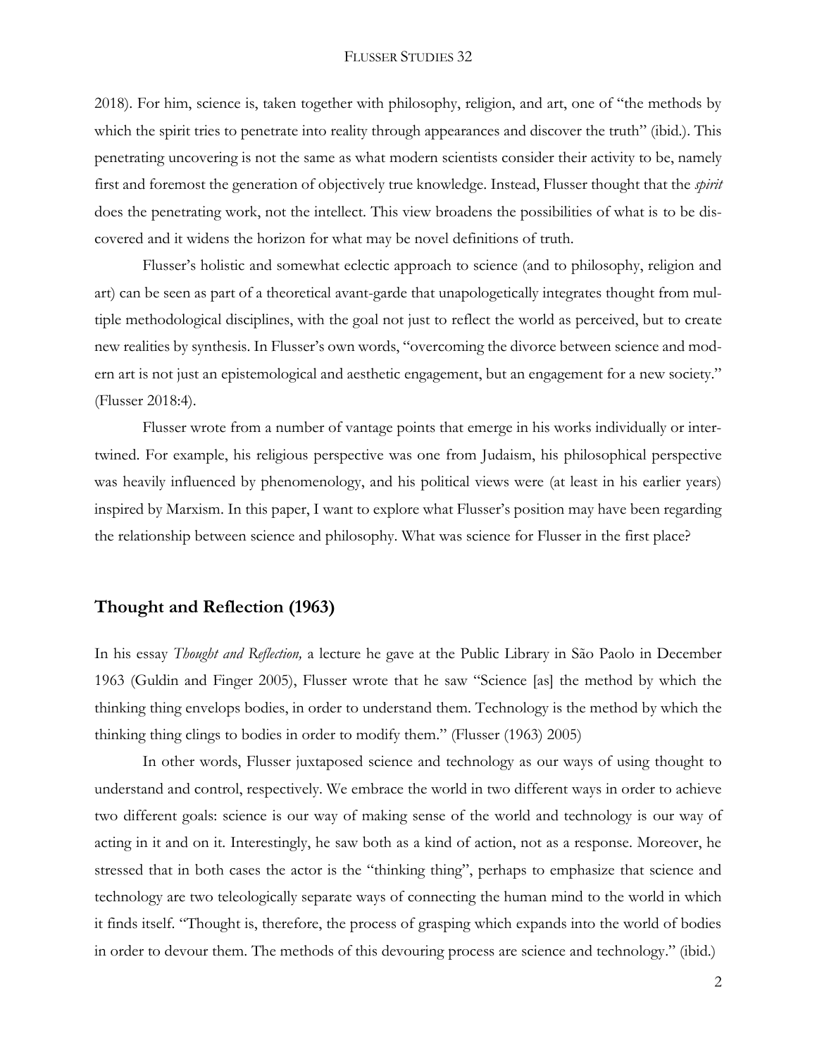2018). For him, science is, taken together with philosophy, religion, and art, one of "the methods by which the spirit tries to penetrate into reality through appearances and discover the truth" (ibid.). This penetrating uncovering is not the same as what modern scientists consider their activity to be, namely first and foremost the generation of objectively true knowledge. Instead, Flusser thought that the *spirit* does the penetrating work, not the intellect. This view broadens the possibilities of what is to be discovered and it widens the horizon for what may be novel definitions of truth.

Flusser's holistic and somewhat eclectic approach to science (and to philosophy, religion and art) can be seen as part of a theoretical avant-garde that unapologetically integrates thought from multiple methodological disciplines, with the goal not just to reflect the world as perceived, but to create new realities by synthesis. In Flusser's own words, "overcoming the divorce between science and modern art is not just an epistemological and aesthetic engagement, but an engagement for a new society." (Flusser 2018:4).

Flusser wrote from a number of vantage points that emerge in his works individually or intertwined. For example, his religious perspective was one from Judaism, his philosophical perspective was heavily influenced by phenomenology, and his political views were (at least in his earlier years) inspired by Marxism. In this paper, I want to explore what Flusser's position may have been regarding the relationship between science and philosophy. What was science for Flusser in the first place?

## Thought and Reflection (1963)

In his essay *Thought and Reflection,* a lecture he gave at the Public Library in São Paolo in December 1963 (Guldin and Finger 2005), Flusser wrote that he saw "Science [as] the method by which the thinking thing envelops bodies, in order to understand them. Technology is the method by which the thinking thing clings to bodies in order to modify them." (Flusser (1963) 2005)

In other words, Flusser juxtaposed science and technology as our ways of using thought to understand and control, respectively. We embrace the world in two different ways in order to achieve two different goals: science is our way of making sense of the world and technology is our way of acting in it and on it. Interestingly, he saw both as a kind of action, not as a response. Moreover, he stressed that in both cases the actor is the "thinking thing", perhaps to emphasize that science and technology are two teleologically separate ways of connecting the human mind to the world in which it finds itself. "Thought is, therefore, the process of grasping which expands into the world of bodies in order to devour them. The methods of this devouring process are science and technology." (ibid.)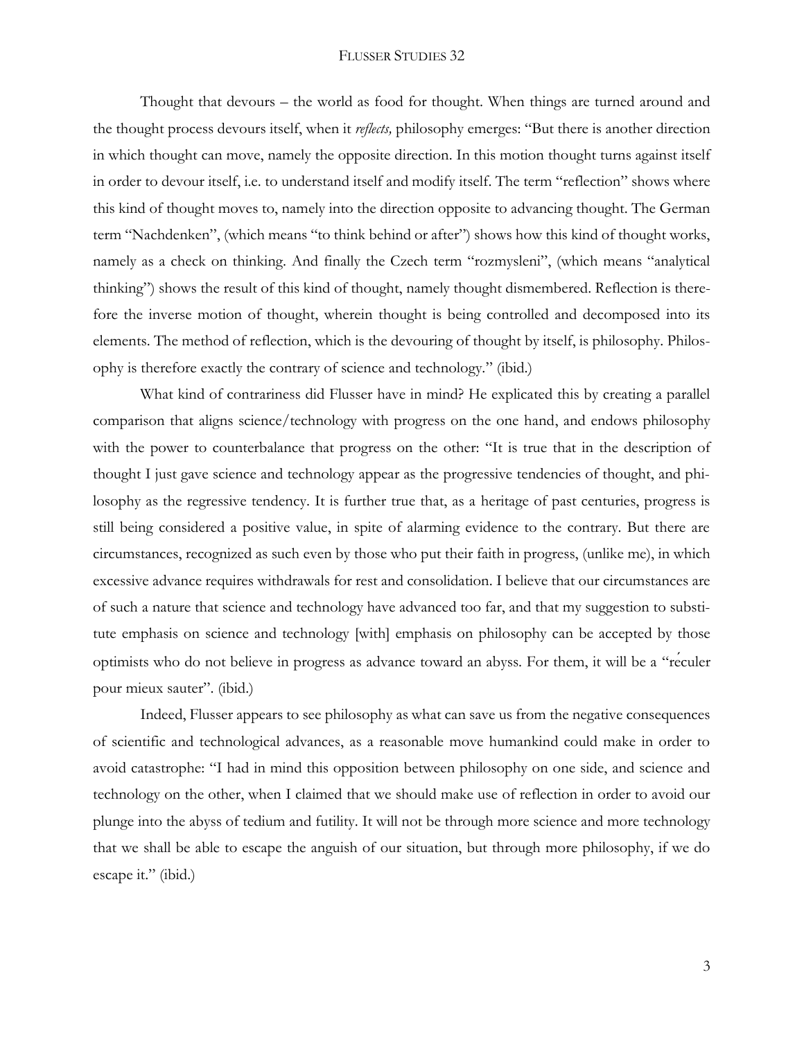Thought that devours – the world as food for thought. When things are turned around and the thought process devours itself, when it *reflects,* philosophy emerges: "But there is another direction in which thought can move, namely the opposite direction. In this motion thought turns against itself in order to devour itself, i.e. to understand itself and modify itself. The term "reflection" shows where this kind of thought moves to, namely into the direction opposite to advancing thought. The German term "Nachdenken", (which means "to think behind or after") shows how this kind of thought works, namely as a check on thinking. And finally the Czech term "rozmysleni", (which means "analytical thinking") shows the result of this kind of thought, namely thought dismembered. Reflection is therefore the inverse motion of thought, wherein thought is being controlled and decomposed into its elements. The method of reflection, which is the devouring of thought by itself, is philosophy. Philosophy is therefore exactly the contrary of science and technology." (ibid.)

What kind of contrariness did Flusser have in mind? He explicated this by creating a parallel comparison that aligns science/technology with progress on the one hand, and endows philosophy with the power to counterbalance that progress on the other: "It is true that in the description of thought I just gave science and technology appear as the progressive tendencies of thought, and philosophy as the regressive tendency. It is further true that, as a heritage of past centuries, progress is still being considered a positive value, in spite of alarming evidence to the contrary. But there are circumstances, recognized as such even by those who put their faith in progress, (unlike me), in which excessive advance requires withdrawals for rest and consolidation. I believe that our circumstances are of such a nature that science and technology have advanced too far, and that my suggestion to substitute emphasis on science and technology [with] emphasis on philosophy can be accepted by those optimists who do not believe in progress as advance toward an abyss. For them, it will be a "réculer pour mieux sauter". (ibid.)

Indeed, Flusser appears to see philosophy as what can save us from the negative consequences of scientific and technological advances, as a reasonable move humankind could make in order to avoid catastrophe: "I had in mind this opposition between philosophy on one side, and science and technology on the other, when I claimed that we should make use of reflection in order to avoid our plunge into the abyss of tedium and futility. It will not be through more science and more technology that we shall be able to escape the anguish of our situation, but through more philosophy, if we do escape it." (ibid.)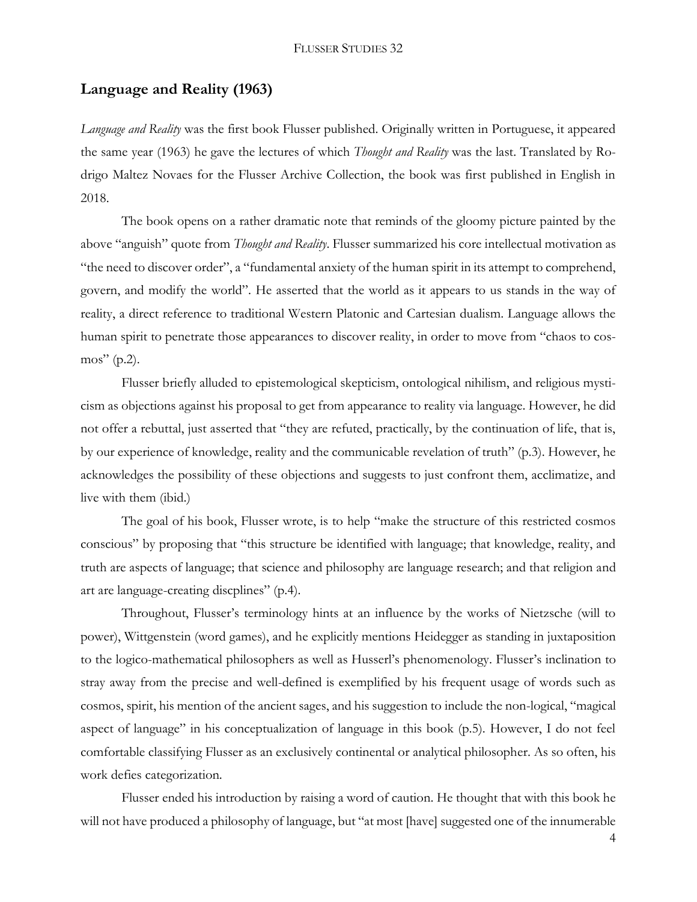## Language and Reality (1963)

*Language and Reality* was the first book Flusser published. Originally written in Portuguese, it appeared the same year (1963) he gave the lectures of which *Thought and Reality* was the last. Translated by Rodrigo Maltez Novaes for the Flusser Archive Collection, the book was first published in English in 2018.

The book opens on a rather dramatic note that reminds of the gloomy picture painted by the above "anguish" quote from *Thought and Reality*. Flusser summarized his core intellectual motivation as "the need to discover order", a "fundamental anxiety of the human spirit in its attempt to comprehend, govern, and modify the world". He asserted that the world as it appears to us stands in the way of reality, a direct reference to traditional Western Platonic and Cartesian dualism. Language allows the human spirit to penetrate those appearances to discover reality, in order to move from "chaos to cosmos" (p.2).

Flusser briefly alluded to epistemological skepticism, ontological nihilism, and religious mysticism as objections against his proposal to get from appearance to reality via language. However, he did not offer a rebuttal, just asserted that "they are refuted, practically, by the continuation of life, that is, by our experience of knowledge, reality and the communicable revelation of truth" (p.3). However, he acknowledges the possibility of these objections and suggests to just confront them, acclimatize, and live with them (ibid.)

The goal of his book, Flusser wrote, is to help "make the structure of this restricted cosmos conscious" by proposing that "this structure be identified with language; that knowledge, reality, and truth are aspects of language; that science and philosophy are language research; and that religion and art are language-creating discplines" (p.4).

Throughout, Flusser's terminology hints at an influence by the works of Nietzsche (will to power), Wittgenstein (word games), and he explicitly mentions Heidegger as standing in juxtaposition to the logico-mathematical philosophers as well as Husserl's phenomenology. Flusser's inclination to stray away from the precise and well-defined is exemplified by his frequent usage of words such as cosmos, spirit, his mention of the ancient sages, and his suggestion to include the non-logical, "magical aspect of language" in his conceptualization of language in this book (p.5). However, I do not feel comfortable classifying Flusser as an exclusively continental or analytical philosopher. As so often, his work defies categorization.

Flusser ended his introduction by raising a word of caution. He thought that with this book he will not have produced a philosophy of language, but "at most [have] suggested one of the innumerable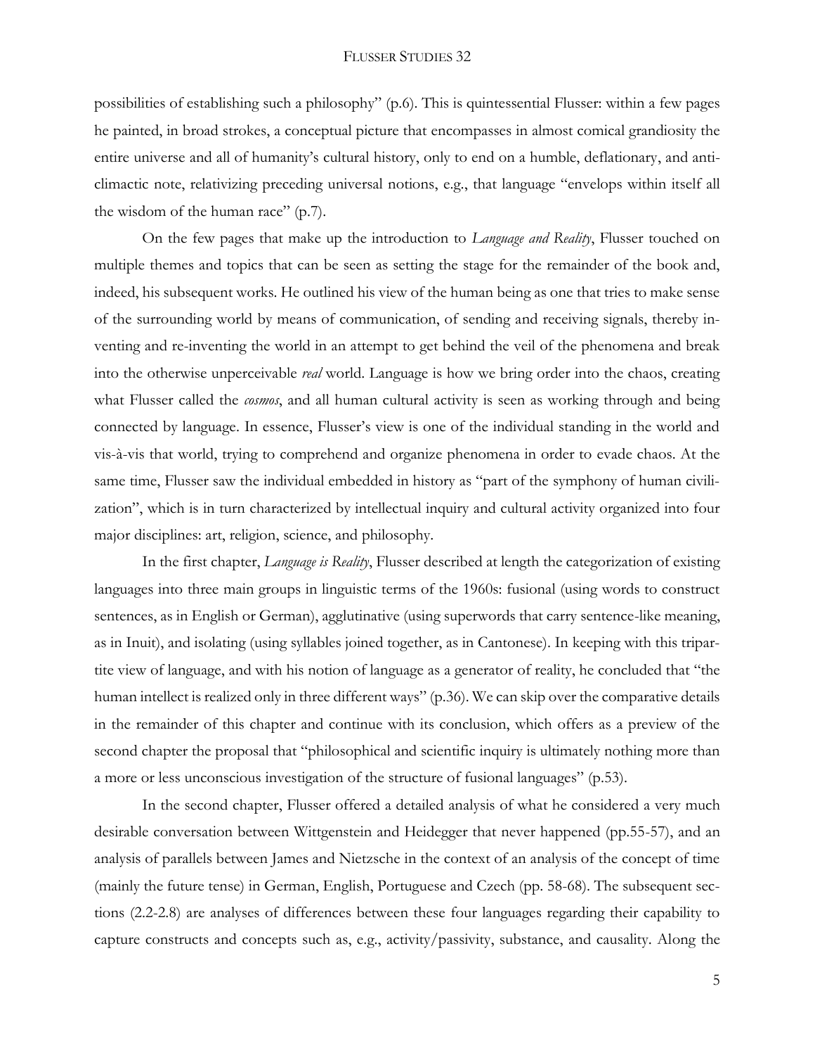possibilities of establishing such a philosophy" (p.6). This is quintessential Flusser: within a few pages he painted, in broad strokes, a conceptual picture that encompasses in almost comical grandiosity the entire universe and all of humanity's cultural history, only to end on a humble, deflationary, and anti-climactic note, relativizing preceding universal notions, e.g., that language "envelops within itself all the wisdom of the human race" (p.7).

On the few pages that make up the introduction to *Language and Reality*, Flusser touched on multiple themes and topics that can be seen as setting the stage for the remainder of the book and, indeed, his subsequent works. He outlined his view of the human being as one that tries to make sense of the surrounding world by means of communication, of sending and receiving signals, thereby inventing and re-inventing the world in an attempt to get behind the veil of the phenomena and break into the otherwise unperceivable *real* world. Language is how we bring order into the chaos, creating what Flusser called the *cosmos*, and all human cultural activity is seen as working through and being connected by language. In essence, Flusser's view is one of the individual standing in the world and vis-à-vis that world, trying to comprehend and organize phenomena in order to evade chaos. At the same time, Flusser saw the individual embedded in history as "part of the symphony of human civilization", which is in turn characterized by intellectual inquiry and cultural activity organized into four major disciplines: art, religion, science, and philosophy.

In the first chapter, *Language is Reality*, Flusser described at length the categorization of existing languages into three main groups in linguistic terms of the 1960s: fusional (using words to construct sentences, as in English or German), agglutinative (using superwords that carry sentence-like meaning, as in Inuit), and isolating (using syllables joined together, as in Cantonese). In keeping with this tripartite view of language, and with his notion of language as a generator of reality, he concluded that "the human intellect is realized only in three different ways" (p.36). We can skip over the comparative details in the remainder of this chapter and continue with its conclusion, which offers as a preview of the second chapter the proposal that "philosophical and scientific inquiry is ultimately nothing more than a more or less unconscious investigation of the structure of fusional languages" (p.53).

In the second chapter, Flusser offered a detailed analysis of what he considered a very much desirable conversation between Wittgenstein and Heidegger that never happened (pp.55-57), and an analysis of parallels between James and Nietzsche in the context of an analysis of the concept of time (mainly the future tense) in German, English, Portuguese and Czech (pp. 58-68). The subsequent sections (2.2-2.8) are analyses of differences between these four languages regarding their capability to capture constructs and concepts such as, e.g., activity/passivity, substance, and causality. Along the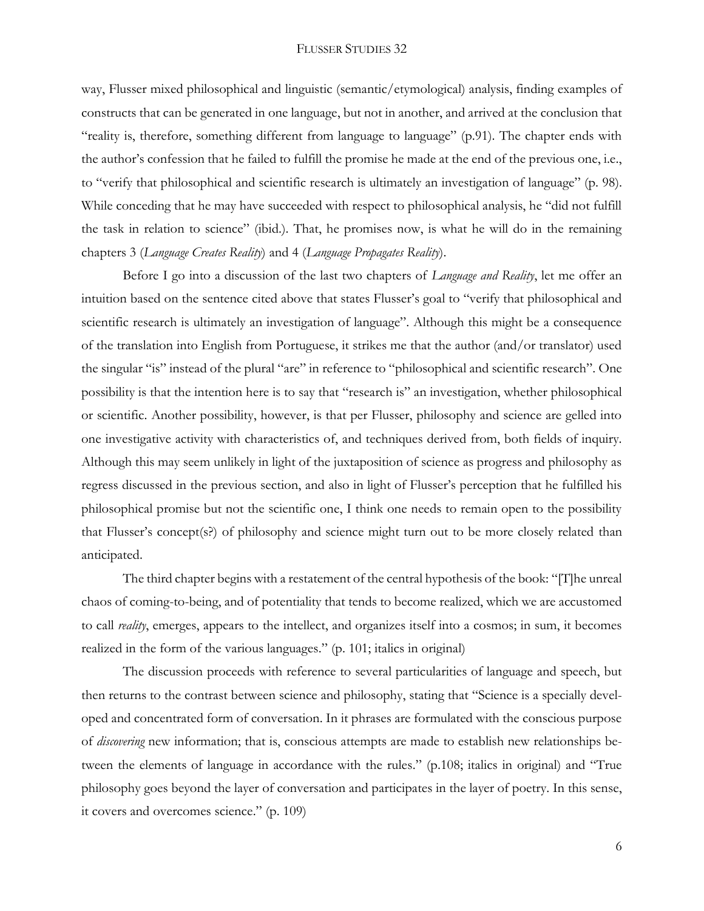way, Flusser mixed philosophical and linguistic (semantic/etymological) analysis, finding examples of constructs that can be generated in one language, but not in another, and arrived at the conclusion that "reality is, therefore, something different from language to language" (p.91). The chapter ends with the author's confession that he failed to fulfill the promise he made at the end of the previous one, i.e., to "verify that philosophical and scientific research is ultimately an investigation of language" (p. 98). While conceding that he may have succeeded with respect to philosophical analysis, he "did not fulfill the task in relation to science" (ibid.). That, he promises now, is what he will do in the remaining chapters 3 (*Language Creates Reality*) and 4 (*Language Propagates Reality*).

Before I go into a discussion of the last two chapters of *Language and Reality*, let me offer an intuition based on the sentence cited above that states Flusser's goal to "verify that philosophical and scientific research is ultimately an investigation of language". Although this might be a consequence of the translation into English from Portuguese, it strikes me that the author (and/or translator) used the singular "is" instead of the plural "are" in reference to "philosophical and scientific research". One possibility is that the intention here is to say that "research is" an investigation, whether philosophical or scientific. Another possibility, however, is that per Flusser, philosophy and science are gelled into one investigative activity with characteristics of, and techniques derived from, both fields of inquiry. Although this may seem unlikely in light of the juxtaposition of science as progress and philosophy as regress discussed in the previous section, and also in light of Flusser's perception that he fulfilled his philosophical promise but not the scientific one, I think one needs to remain open to the possibility that Flusser's concept(s?) of philosophy and science might turn out to be more closely related than anticipated.

The third chapter begins with a restatement of the central hypothesis of the book: "[T]he unreal chaos of coming-to-being, and of potentiality that tends to become realized, which we are accustomed to call *reality*, emerges, appears to the intellect, and organizes itself into a cosmos; in sum, it becomes realized in the form of the various languages." (p. 101; italics in original)

The discussion proceeds with reference to several particularities of language and speech, but then returns to the contrast between science and philosophy, stating that "Science is a specially developed and concentrated form of conversation. In it phrases are formulated with the conscious purpose of *discovering* new information; that is, conscious attempts are made to establish new relationships between the elements of language in accordance with the rules." (p.108; italics in original) and "True philosophy goes beyond the layer of conversation and participates in the layer of poetry. In this sense, it covers and overcomes science." (p. 109)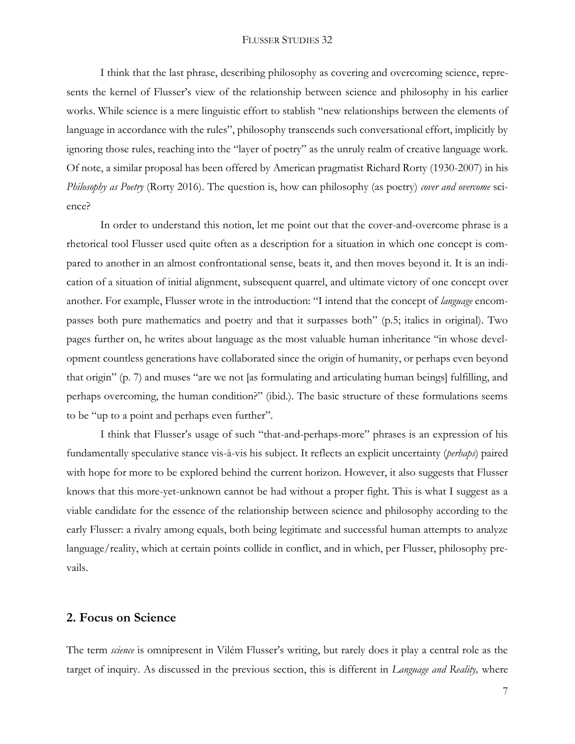I think that the last phrase, describing philosophy as covering and overcoming science, represents the kernel of Flusser's view of the relationship between science and philosophy in his earlier works. While science is a mere linguistic effort to stablish "new relationships between the elements of language in accordance with the rules", philosophy transcends such conversational effort, implicitly by ignoring those rules, reaching into the "layer of poetry" as the unruly realm of creative language work. Of note, a similar proposal has been offered by American pragmatist Richard Rorty (1930-2007) in his *Philosophy as Poetry* (Rorty 2016). The question is, how can philosophy (as poetry) *cover and overcome* science?

In order to understand this notion, let me point out that the cover-and-overcome phrase is a rhetorical tool Flusser used quite often as a description for a situation in which one concept is compared to another in an almost confrontational sense, beats it, and then moves beyond it. It is an indication of a situation of initial alignment, subsequent quarrel, and ultimate victory of one concept over another. For example, Flusser wrote in the introduction: "I intend that the concept of *language* encompasses both pure mathematics and poetry and that it surpasses both" (p.5; italics in original). Two pages further on, he writes about language as the most valuable human inheritance "in whose development countless generations have collaborated since the origin of humanity, or perhaps even beyond that origin" (p. 7) and muses "are we not [as formulating and articulating human beings] fulfilling, and perhaps overcoming, the human condition?" (ibid.). The basic structure of these formulations seems to be "up to a point and perhaps even further".

I think that Flusser's usage of such "that-and-perhaps-more" phrases is an expression of his fundamentally speculative stance vis-à-vis his subject. It reflects an explicit uncertainty (*perhaps*) paired with hope for more to be explored behind the current horizon. However, it also suggests that Flusser knows that this more-yet-unknown cannot be had without a proper fight. This is what I suggest as a viable candidate for the essence of the relationship between science and philosophy according to the early Flusser: a rivalry among equals, both being legitimate and successful human attempts to analyze language/reality, which at certain points collide in conflict, and in which, per Flusser, philosophy prevails.

## 2. Focus on Science

The term *science* is omnipresent in Vilém Flusser's writing, but rarely does it play a central role as the target of inquiry. As discussed in the previous section, this is different in *Language and Reality,* where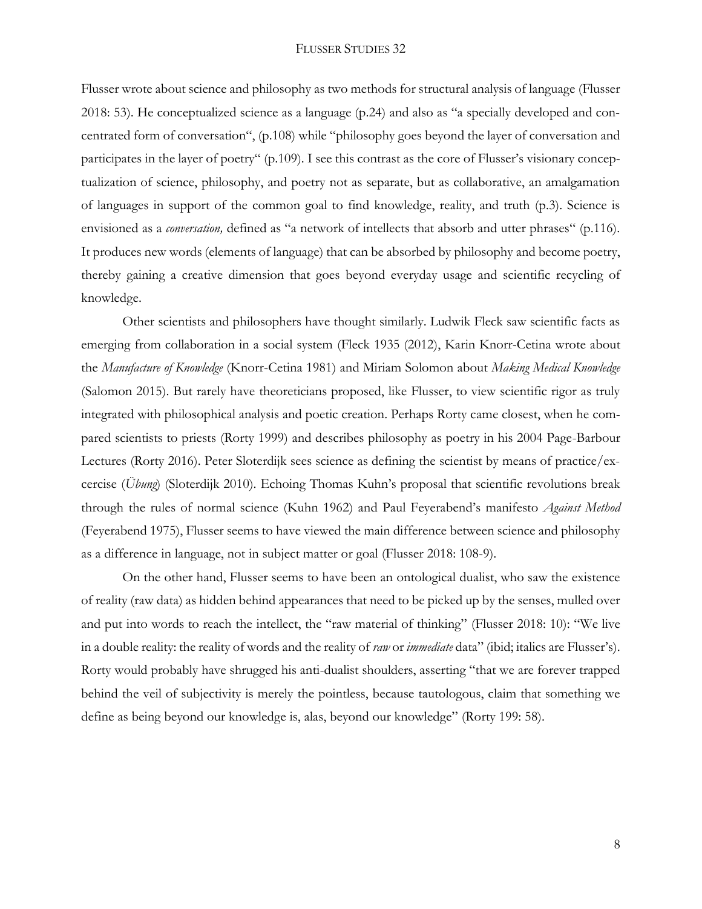Flusser wrote about science and philosophy as two methods for structural analysis of language (Flusser 2018: 53). He conceptualized science as a language (p.24) and also as "a specially developed and concentrated form of conversation", (p.108) while "philosophy goes beyond the layer of conversation and participates in the layer of poetry" (p.109). I see this contrast as the core of Flusser's visionary conceptualization of science, philosophy, and poetry not as separate, but as collaborative, an amalgamation of languages in support of the common goal to find knowledge, reality, and truth (p.3). Science is envisioned as a *conversation,* defined as "a network of intellects that absorb and utter phrases" (p.116). It produces new words (elements of language) that can be absorbed by philosophy and become poetry, thereby gaining a creative dimension that goes beyond everyday usage and scientific recycling of knowledge.

Other scientists and philosophers have thought similarly. Ludwik Fleck saw scientific facts as emerging from collaboration in a social system (Fleck 1935 (2012), Karin Knorr-Cetina wrote about the *Manufacture of Knowledge* (Knorr-Cetina 1981) and Miriam Solomon about *Making Medical Knowledge* (Salomon 2015). But rarely have theoreticians proposed, like Flusser, to view scientific rigor as truly integrated with philosophical analysis and poetic creation. Perhaps Rorty came closest, when he compared scientists to priests (Rorty 1999) and describes philosophy as poetry in his 2004 Page-Barbour Lectures (Rorty 2016). Peter Sloterdijk sees science as defining the scientist by means of practice/excercise (*Übung*) (Sloterdijk 2010). Echoing Thomas Kuhn's proposal that scientific revolutions break through the rules of normal science (Kuhn 1962) and Paul Feyerabend's manifesto *Against Method* (Feyerabend 1975), Flusser seems to have viewed the main difference between science and philosophy as a difference in language, not in subject matter or goal (Flusser 2018: 108-9).

On the other hand, Flusser seems to have been an ontological dualist, who saw the existence of reality (raw data) as hidden behind appearances that need to be picked up by the senses, mulled over and put into words to reach the intellect, the "raw material of thinking" (Flusser 2018: 10): "We live in a double reality: the reality of words and the reality of *raw* or *immediate* data" (ibid; italics are Flusser's). Rorty would probably have shrugged his anti-dualist shoulders, asserting "that we are forever trapped behind the veil of subjectivity is merely the pointless, because tautologous, claim that something we define as being beyond our knowledge is, alas, beyond our knowledge" (Rorty 199: 58).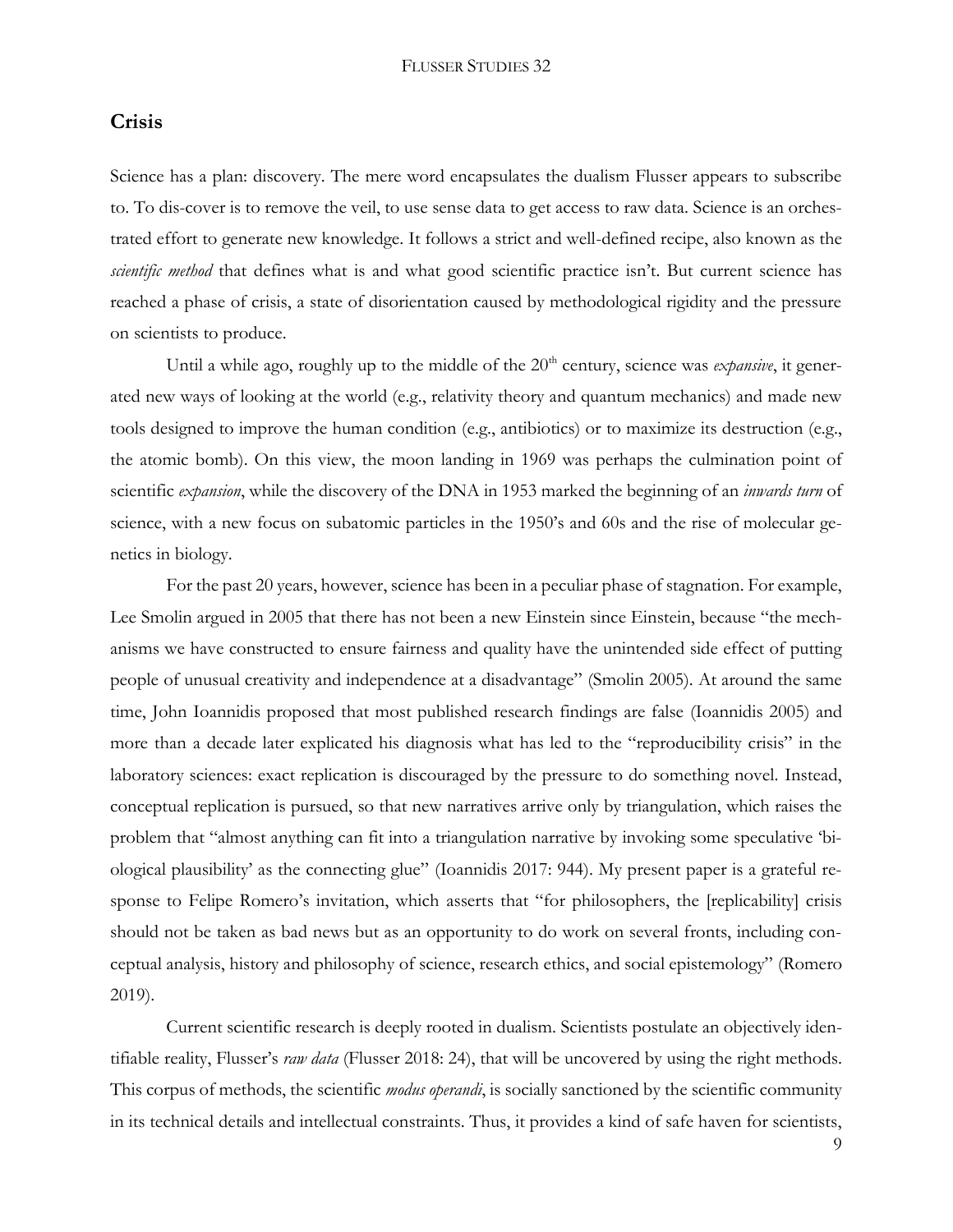## Crisis

Science has a plan: discovery. The mere word encapsulates the dualism Flusser appears to subscribe to. To dis-cover is to remove the veil, to use sense data to get access to raw data. Science is an orchestrated effort to generate new knowledge. It follows a strict and well-defined recipe, also known as the *scientific method* that defines what is and what good scientific practice isn't. But current science has reached a phase of crisis, a state of disorientation caused by methodological rigidity and the pressure on scientists to produce.

Until a while ago, roughly up to the middle of the 20th century, science was *expansive*, it generated new ways of looking at the world (e.g., relativity theory and quantum mechanics) and made new tools designed to improve the human condition (e.g., antibiotics) or to maximize its destruction (e.g., the atomic bomb). On this view, the moon landing in 1969 was perhaps the culmination point of scientific *expansion*, while the discovery of the DNA in 1953 marked the beginning of an *inwards turn* of science, with a new focus on subatomic particles in the 1950's and 60s and the rise of molecular genetics in biology.

For the past 20 years, however, science has been in a peculiar phase of stagnation. For example, Lee Smolin argued in 2005 that there has not been a new Einstein since Einstein, because "the mechanisms we have constructed to ensure fairness and quality have the unintended side effect of putting people of unusual creativity and independence at a disadvantage" (Smolin 2005). At around the same time, John Ioannidis proposed that most published research findings are false (Ioannidis 2005) and more than a decade later explicated his diagnosis what has led to the "reproducibility crisis" in the laboratory sciences: exact replication is discouraged by the pressure to do something novel. Instead, conceptual replication is pursued, so that new narratives arrive only by triangulation, which raises the problem that "almost anything can fit into a triangulation narrative by invoking some speculative 'biological plausibility' as the connecting glue" (Ioannidis 2017: 944). My present paper is a grateful response to Felipe Romero's invitation, which asserts that "for philosophers, the [replicability] crisis should not be taken as bad news but as an opportunity to do work on several fronts, including conceptual analysis, history and philosophy of science, research ethics, and social epistemology" (Romero 2019).

Current scientific research is deeply rooted in dualism. Scientists postulate an objectively identifiable reality, Flusser's *raw data* (Flusser 2018: 24), that will be uncovered by using the right methods. This corpus of methods, the scientific *modus operandi*, is socially sanctioned by the scientific community in its technical details and intellectual constraints. Thus, it provides a kind of safe haven for scientists,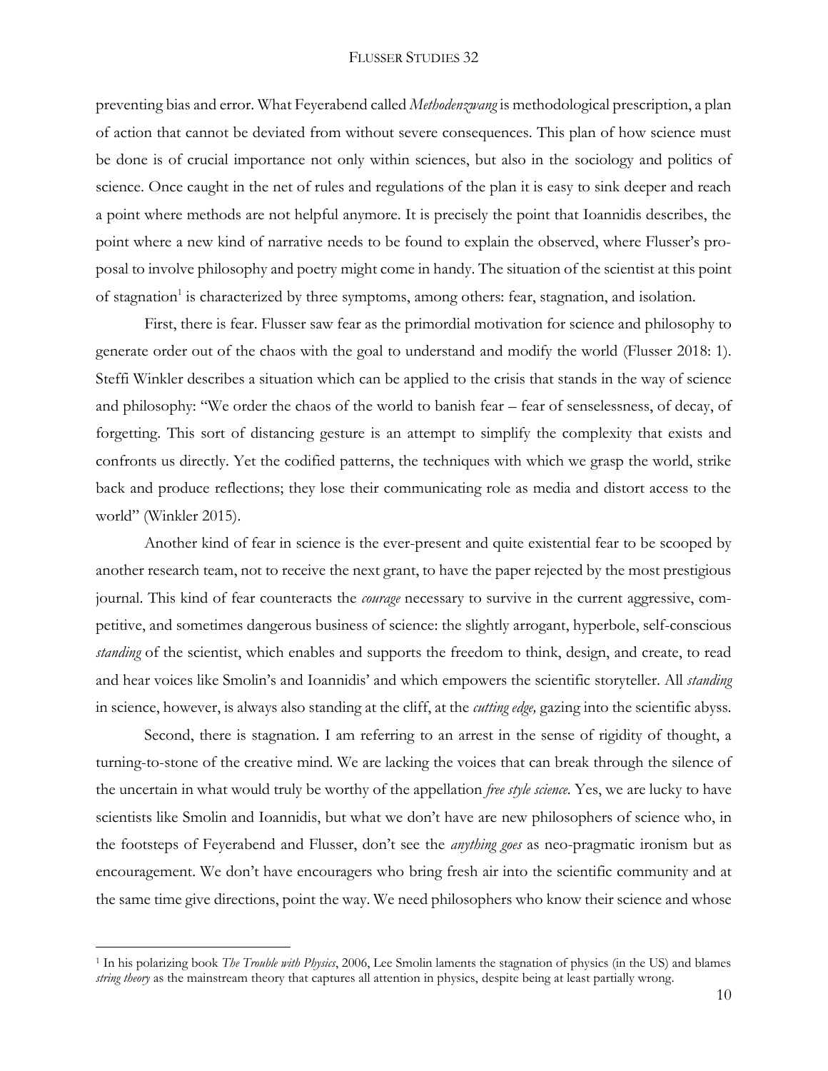preventing bias and error. What Feyerabend called *Methodenzwang* is methodological prescription, a plan of action that cannot be deviated from without severe consequences. This plan of how science must be done is of crucial importance not only within sciences, but also in the sociology and politics of science. Once caught in the net of rules and regulations of the plan it is easy to sink deeper and reach a point where methods are not helpful anymore. It is precisely the point that Ioannidis describes, the point where a new kind of narrative needs to be found to explain the observed, where Flusser's proposal to involve philosophy and poetry might come in handy. The situation of the scientist at this point of stagnation[1] is characterized by three symptoms, among others: fear, stagnation, and isolation.

First, there is fear. Flusser saw fear as the primordial motivation for science and philosophy to generate order out of the chaos with the goal to understand and modify the world (Flusser 2018: 1). Steffi Winkler describes a situation which can be applied to the crisis that stands in the way of science and philosophy: "We order the chaos of the world to banish fear – fear of senselessness, of decay, of forgetting. This sort of distancing gesture is an attempt to simplify the complexity that exists and confronts us directly. Yet the codified patterns, the techniques with which we grasp the world, strike back and produce reflections; they lose their communicating role as media and distort access to the world" (Winkler 2015).

Another kind of fear in science is the ever-present and quite existential fear to be scooped by another research team, not to receive the next grant, to have the paper rejected by the most prestigious journal. This kind of fear counteracts the *courage* necessary to survive in the current aggressive, competitive, and sometimes dangerous business of science: the slightly arrogant, hyperbole, self-conscious *standing* of the scientist, which enables and supports the freedom to think, design, and create, to read and hear voices like Smolin's and Ioannidis' and which empowers the scientific storyteller. All *standing* in science, however, is always also standing at the cliff, at the *cutting edge,* gazing into the scientific abyss.

Second, there is stagnation. I am referring to an arrest in the sense of rigidity of thought, a turning-to-stone of the creative mind. We are lacking the voices that can break through the silence of the uncertain in what would truly be worthy of the appellation *free style science*. Yes, we are lucky to have scientists like Smolin and Ioannidis, but what we don't have are new philosophers of science who, in the footsteps of Feyerabend and Flusser, don't see the *anything goes* as neo-pragmatic ironism but as encouragement. We don't have encouragers who bring fresh air into the scientific community and at the same time give directions, point the way. We need philosophers who know their science and whose

---

[1] In his polarizing book *The Trouble with Physics*, 2006, Lee Smolin laments the stagnation of physics (in the US) and blames *string theory* as the mainstream theory that captures all attention in physics, despite being at least partially wrong.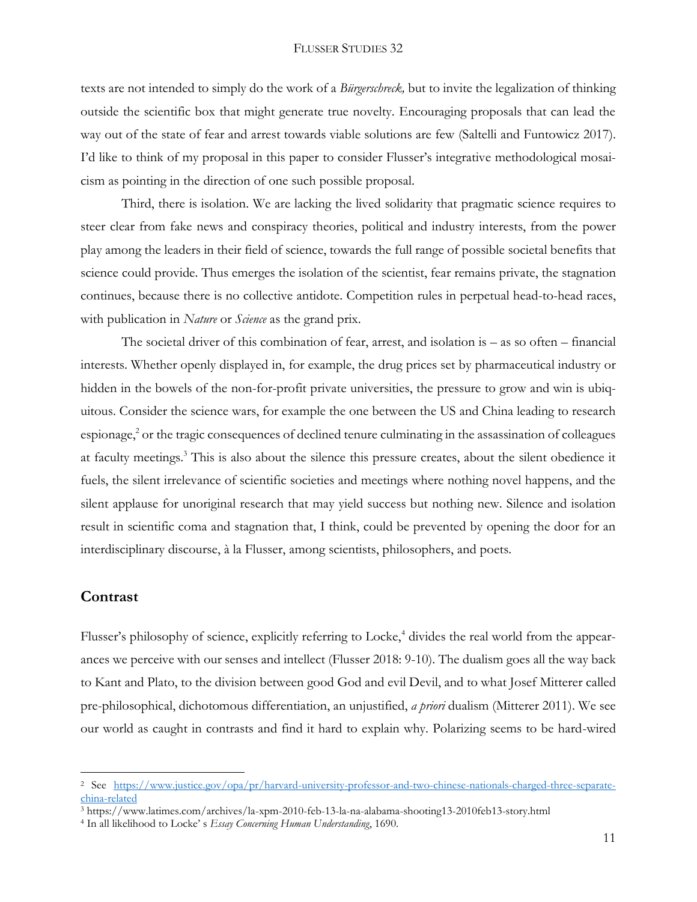texts are not intended to simply do the work of a *Bürgerschreck,* but to invite the legalization of thinking outside the scientific box that might generate true novelty. Encouraging proposals that can lead the way out of the state of fear and arrest towards viable solutions are few (Saltelli and Funtowicz 2017). I'd like to think of my proposal in this paper to consider Flusser's integrative methodological mosaicism as pointing in the direction of one such possible proposal.

Third, there is isolation. We are lacking the lived solidarity that pragmatic science requires to steer clear from fake news and conspiracy theories, political and industry interests, from the power play among the leaders in their field of science, towards the full range of possible societal benefits that science could provide. Thus emerges the isolation of the scientist, fear remains private, the stagnation continues, because there is no collective antidote. Competition rules in perpetual head-to-head races, with publication in *Nature* or *Science* as the grand prix.

The societal driver of this combination of fear, arrest, and isolation is – as so often – financial interests. Whether openly displayed in, for example, the drug prices set by pharmaceutical industry or hidden in the bowels of the non-for-profit private universities, the pressure to grow and win is ubiquitous. Consider the science wars, for example the one between the US and China leading to research espionage,[2] or the tragic consequences of declined tenure culminating in the assassination of colleagues at faculty meetings.[3] This is also about the silence this pressure creates, about the silent obedience it fuels, the silent irrelevance of scientific societies and meetings where nothing novel happens, and the silent applause for unoriginal research that may yield success but nothing new. Silence and isolation result in scientific coma and stagnation that, I think, could be prevented by opening the door for an interdisciplinary discourse, à la Flusser, among scientists, philosophers, and poets.

## Contrast

Flusser's philosophy of science, explicitly referring to Locke,[4] divides the real world from the appearances we perceive with our senses and intellect (Flusser 2018: 9-10). The dualism goes all the way back to Kant and Plato, to the division between good God and evil Devil, and to what Josef Mitterer called pre-philosophical, dichotomous differentiation, an unjustified, *a priori* dualism (Mitterer 2011). We see our world as caught in contrasts and find it hard to explain why. Polarizing seems to be hard-wired

---

[2] See https://www.justice.gov/opa/pr/harvard-university-professor-and-two-chinese-nationals-charged-three-separate-china-related

[3] https://www.latimes.com/archives/la-xpm-2010-feb-13-la-na-alabama-shooting13-2010feb13-story.html

[4] In all likelihood to Locke' s *Essay Concerning Human Understanding*, 1690.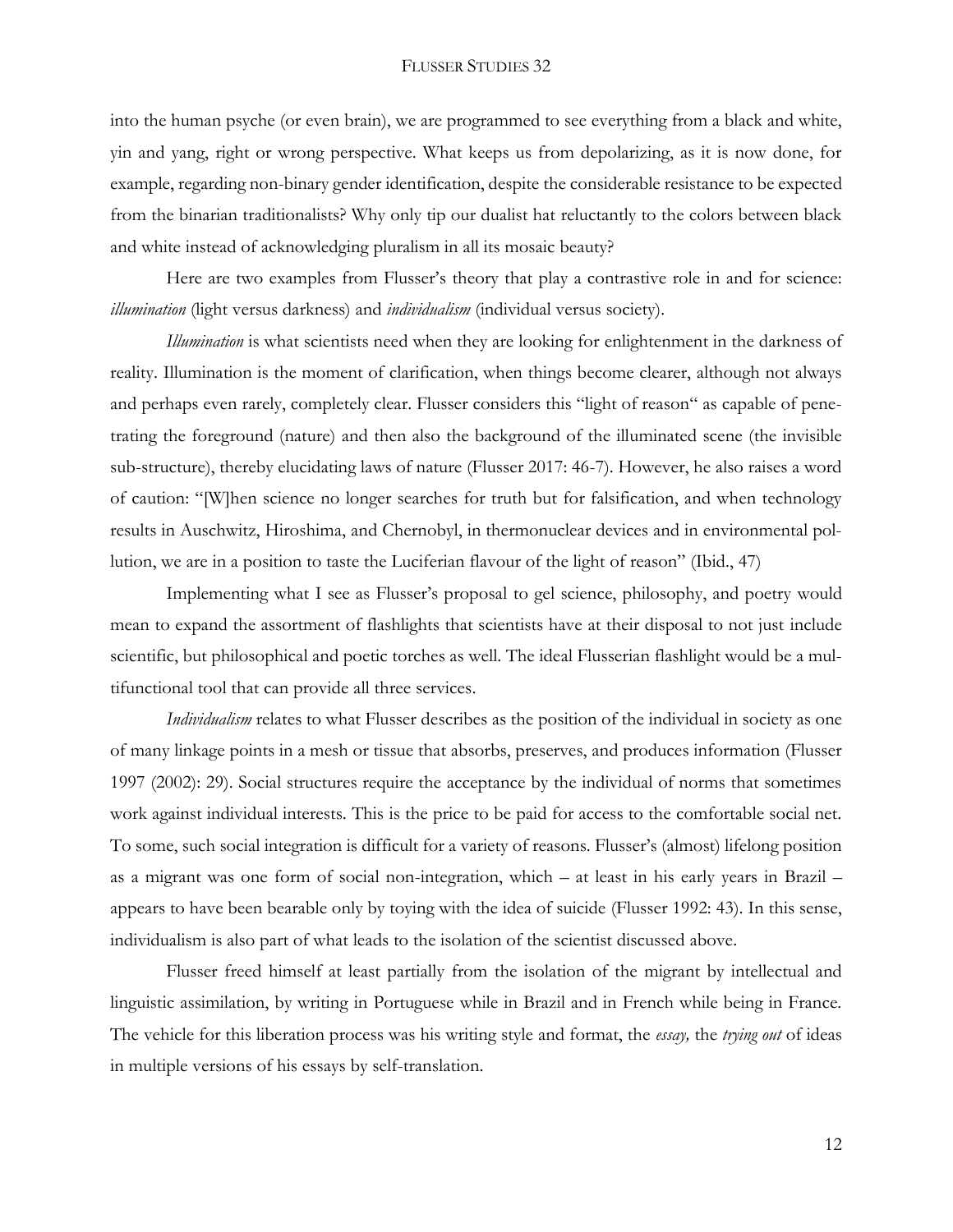into the human psyche (or even brain), we are programmed to see everything from a black and white, yin and yang, right or wrong perspective. What keeps us from depolarizing, as it is now done, for example, regarding non-binary gender identification, despite the considerable resistance to be expected from the binarian traditionalists? Why only tip our dualist hat reluctantly to the colors between black and white instead of acknowledging pluralism in all its mosaic beauty?

Here are two examples from Flusser's theory that play a contrastive role in and for science: *illumination* (light versus darkness) and *individualism* (individual versus society).

*Illumination* is what scientists need when they are looking for enlightenment in the darkness of reality. Illumination is the moment of clarification, when things become clearer, although not always and perhaps even rarely, completely clear. Flusser considers this "light of reason" as capable of penetrating the foreground (nature) and then also the background of the illuminated scene (the invisible sub-structure), thereby elucidating laws of nature (Flusser 2017: 46-7). However, he also raises a word of caution: "[W]hen science no longer searches for truth but for falsification, and when technology results in Auschwitz, Hiroshima, and Chernobyl, in thermonuclear devices and in environmental pollution, we are in a position to taste the Luciferian flavour of the light of reason" (Ibid., 47)

Implementing what I see as Flusser's proposal to gel science, philosophy, and poetry would mean to expand the assortment of flashlights that scientists have at their disposal to not just include scientific, but philosophical and poetic torches as well. The ideal Flusserian flashlight would be a multifunctional tool that can provide all three services.

*Individualism* relates to what Flusser describes as the position of the individual in society as one of many linkage points in a mesh or tissue that absorbs, preserves, and produces information (Flusser 1997 (2002): 29). Social structures require the acceptance by the individual of norms that sometimes work against individual interests. This is the price to be paid for access to the comfortable social net. To some, such social integration is difficult for a variety of reasons. Flusser's (almost) lifelong position as a migrant was one form of social non-integration, which – at least in his early years in Brazil – appears to have been bearable only by toying with the idea of suicide (Flusser 1992: 43). In this sense, individualism is also part of what leads to the isolation of the scientist discussed above.

Flusser freed himself at least partially from the isolation of the migrant by intellectual and linguistic assimilation, by writing in Portuguese while in Brazil and in French while being in France. The vehicle for this liberation process was his writing style and format, the *essay,* the *trying out* of ideas in multiple versions of his essays by self-translation.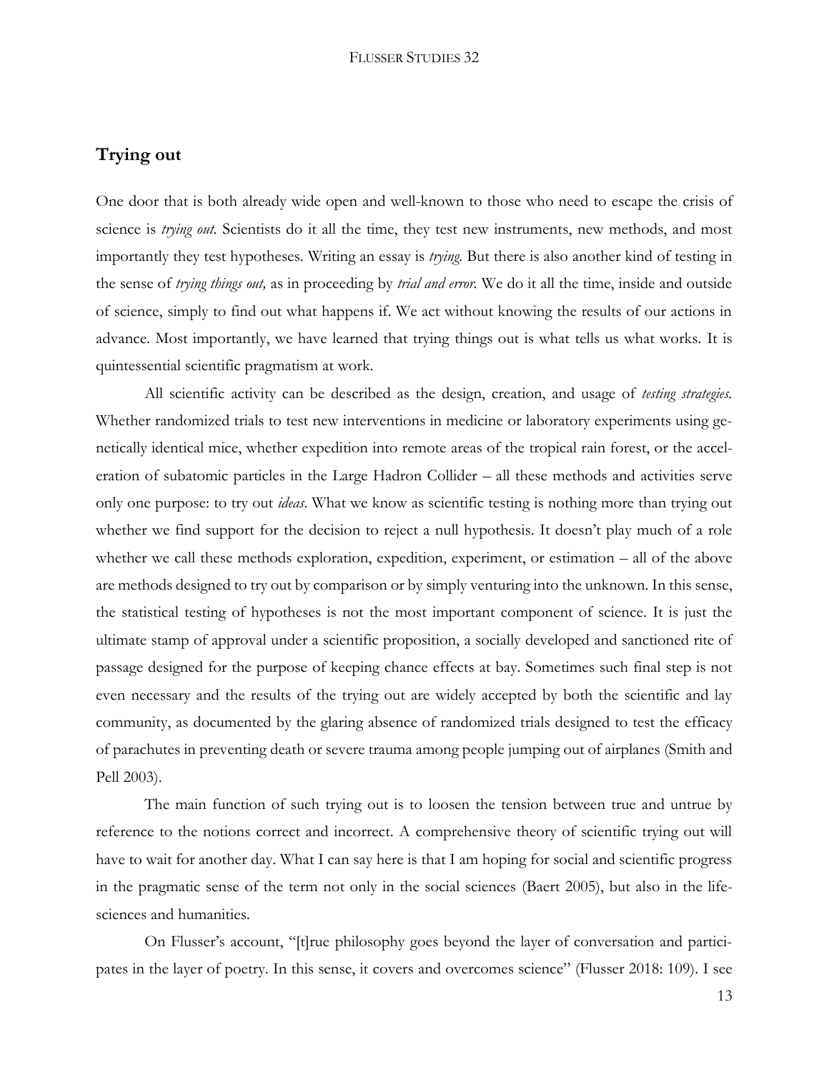## Trying out

One door that is both already wide open and well-known to those who need to escape the crisis of science is *trying out*. Scientists do it all the time, they test new instruments, new methods, and most importantly they test hypotheses. Writing an essay is *trying*. But there is also another kind of testing in the sense of *trying things out,* as in proceeding by *trial and error*. We do it all the time, inside and outside of science, simply to find out what happens if. We act without knowing the results of our actions in advance. Most importantly, we have learned that trying things out is what tells us what works. It is quintessential scientific pragmatism at work.

All scientific activity can be described as the design, creation, and usage of *testing strategies*. Whether randomized trials to test new interventions in medicine or laboratory experiments using genetically identical mice, whether expedition into remote areas of the tropical rain forest, or the acceleration of subatomic particles in the Large Hadron Collider – all these methods and activities serve only one purpose: to try out *ideas*. What we know as scientific testing is nothing more than trying out whether we find support for the decision to reject a null hypothesis. It doesn't play much of a role whether we call these methods exploration, expedition, experiment, or estimation – all of the above are methods designed to try out by comparison or by simply venturing into the unknown. In this sense, the statistical testing of hypotheses is not the most important component of science. It is just the ultimate stamp of approval under a scientific proposition, a socially developed and sanctioned rite of passage designed for the purpose of keeping chance effects at bay. Sometimes such final step is not even necessary and the results of the trying out are widely accepted by both the scientific and lay community, as documented by the glaring absence of randomized trials designed to test the efficacy of parachutes in preventing death or severe trauma among people jumping out of airplanes (Smith and Pell 2003).

The main function of such trying out is to loosen the tension between true and untrue by reference to the notions correct and incorrect. A comprehensive theory of scientific trying out will have to wait for another day. What I can say here is that I am hoping for social and scientific progress in the pragmatic sense of the term not only in the social sciences (Baert 2005), but also in the life-sciences and humanities.

On Flusser's account, "[t]rue philosophy goes beyond the layer of conversation and participates in the layer of poetry. In this sense, it covers and overcomes science" (Flusser 2018: 109). I see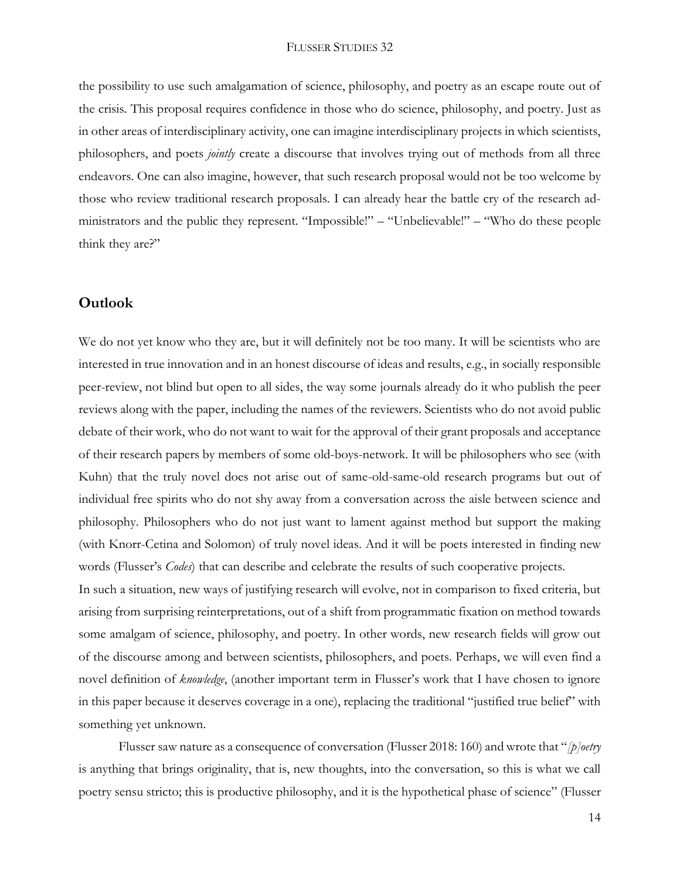the possibility to use such amalgamation of science, philosophy, and poetry as an escape route out of the crisis. This proposal requires confidence in those who do science, philosophy, and poetry. Just as in other areas of interdisciplinary activity, one can imagine interdisciplinary projects in which scientists, philosophers, and poets *jointly* create a discourse that involves trying out of methods from all three endeavors. One can also imagine, however, that such research proposal would not be too welcome by those who review traditional research proposals. I can already hear the battle cry of the research administrators and the public they represent. "Impossible!" – "Unbelievable!" – "Who do these people think they are?"

## Outlook

We do not yet know who they are, but it will definitely not be too many. It will be scientists who are interested in true innovation and in an honest discourse of ideas and results, e.g., in socially responsible peer-review, not blind but open to all sides, the way some journals already do it who publish the peer reviews along with the paper, including the names of the reviewers. Scientists who do not avoid public debate of their work, who do not want to wait for the approval of their grant proposals and acceptance of their research papers by members of some old-boys-network. It will be philosophers who see (with Kuhn) that the truly novel does not arise out of same-old-same-old research programs but out of individual free spirits who do not shy away from a conversation across the aisle between science and philosophy. Philosophers who do not just want to lament against method but support the making (with Knorr-Cetina and Solomon) of truly novel ideas. And it will be poets interested in finding new words (Flusser's *Codes*) that can describe and celebrate the results of such cooperative projects.

In such a situation, new ways of justifying research will evolve, not in comparison to fixed criteria, but arising from surprising reinterpretations, out of a shift from programmatic fixation on method towards some amalgam of science, philosophy, and poetry. In other words, new research fields will grow out of the discourse among and between scientists, philosophers, and poets. Perhaps, we will even find a novel definition of *knowledge*, (another important term in Flusser's work that I have chosen to ignore in this paper because it deserves coverage in a one), replacing the traditional "justified true belief" with something yet unknown.

Flusser saw nature as a consequence of conversation (Flusser 2018: 160) and wrote that "*[p]oetry* is anything that brings originality, that is, new thoughts, into the conversation, so this is what we call poetry sensu stricto; this is productive philosophy, and it is the hypothetical phase of science" (Flusser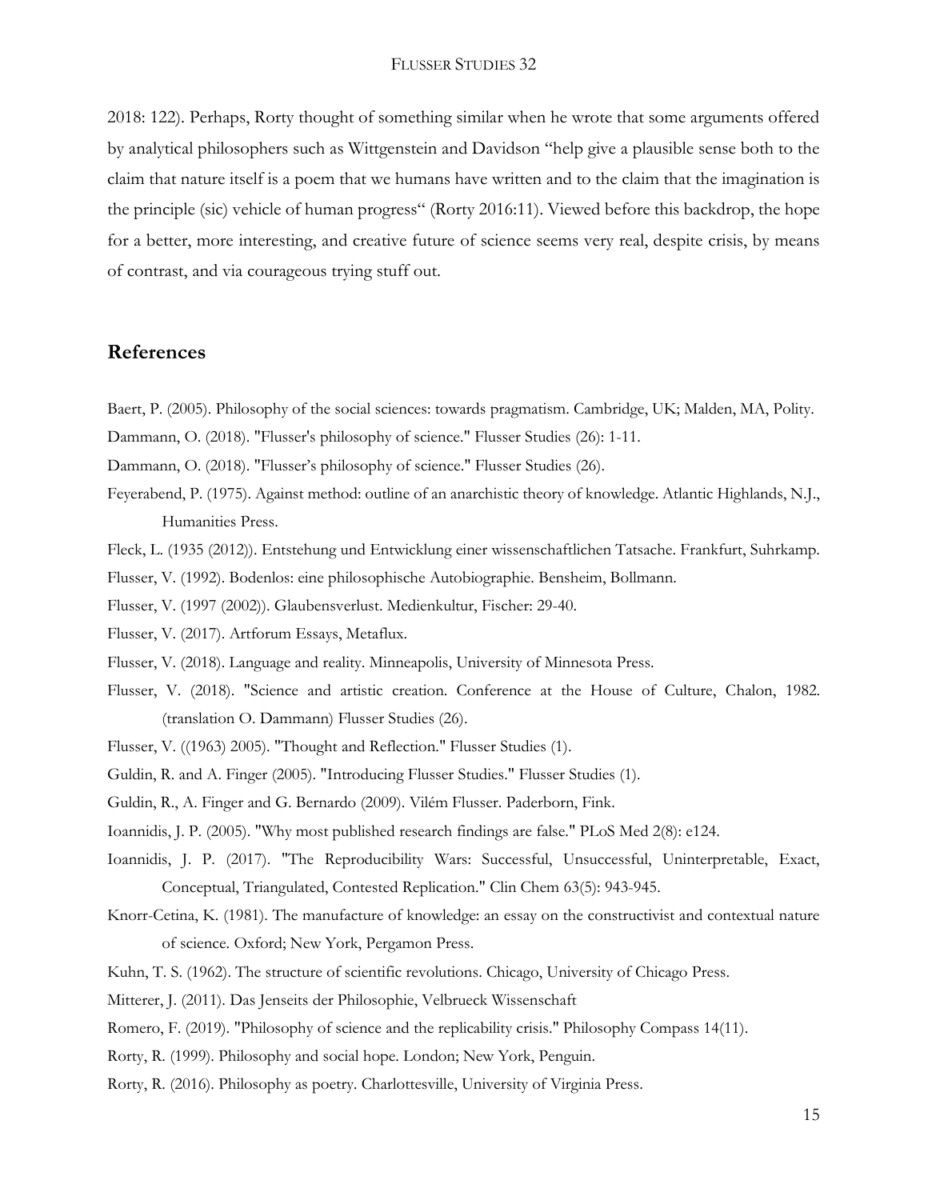2018: 122). Perhaps, Rorty thought of something similar when he wrote that some arguments offered by analytical philosophers such as Wittgenstein and Davidson "help give a plausible sense both to the claim that nature itself is a poem that we humans have written and to the claim that the imagination is the principle (sic) vehicle of human progress" (Rorty 2016:11). Viewed before this backdrop, the hope for a better, more interesting, and creative future of science seems very real, despite crisis, by means of contrast, and via courageous trying stuff out.

## References

Baert, P. (2005). Philosophy of the social sciences: towards pragmatism. Cambridge, UK; Malden, MA, Polity.

Dammann, O. (2018). "Flusser's philosophy of science." Flusser Studies (26): 1-11.

Dammann, O. (2018). "Flusser's philosophy of science." Flusser Studies (26).

Feyerabend, P. (1975). Against method: outline of an anarchistic theory of knowledge. Atlantic Highlands, N.J., Humanities Press.

Fleck, L. (1935 (2012)). Entstehung und Entwicklung einer wissenschaftlichen Tatsache. Frankfurt, Suhrkamp.

Flusser, V. (1992). Bodenlos: eine philosophische Autobiographie. Bensheim, Bollmann.

Flusser, V. (1997 (2002)). Glaubensverlust. Medienkultur, Fischer: 29-40.

Flusser, V. (2017). Artforum Essays, Metaflux.

Flusser, V. (2018). Language and reality. Minneapolis, University of Minnesota Press.

Flusser, V. (2018). "Science and artistic creation. Conference at the House of Culture, Chalon, 1982. (translation O. Dammann) Flusser Studies (26).

Flusser, V. ((1963) 2005). "Thought and Reflection." Flusser Studies (1).

Guldin, R. and A. Finger (2005). "Introducing Flusser Studies." Flusser Studies (1).

Guldin, R., A. Finger and G. Bernardo (2009). Vilém Flusser. Paderborn, Fink.

Ioannidis, J. P. (2005). "Why most published research findings are false." PLoS Med 2(8): e124.

Ioannidis, J. P. (2017). "The Reproducibility Wars: Successful, Unsuccessful, Uninterpretable, Exact, Conceptual, Triangulated, Contested Replication." Clin Chem 63(5): 943-945.

Knorr-Cetina, K. (1981). The manufacture of knowledge: an essay on the constructivist and contextual nature of science. Oxford; New York, Pergamon Press.

Kuhn, T. S. (1962). The structure of scientific revolutions. Chicago, University of Chicago Press.

Mitterer, J. (2011). Das Jenseits der Philosophie, Velbrueck Wissenschaft

Romero, F. (2019). "Philosophy of science and the replicability crisis." Philosophy Compass 14(11).

Rorty, R. (1999). Philosophy and social hope. London; New York, Penguin.

Rorty, R. (2016). Philosophy as poetry. Charlottesville, University of Virginia Press.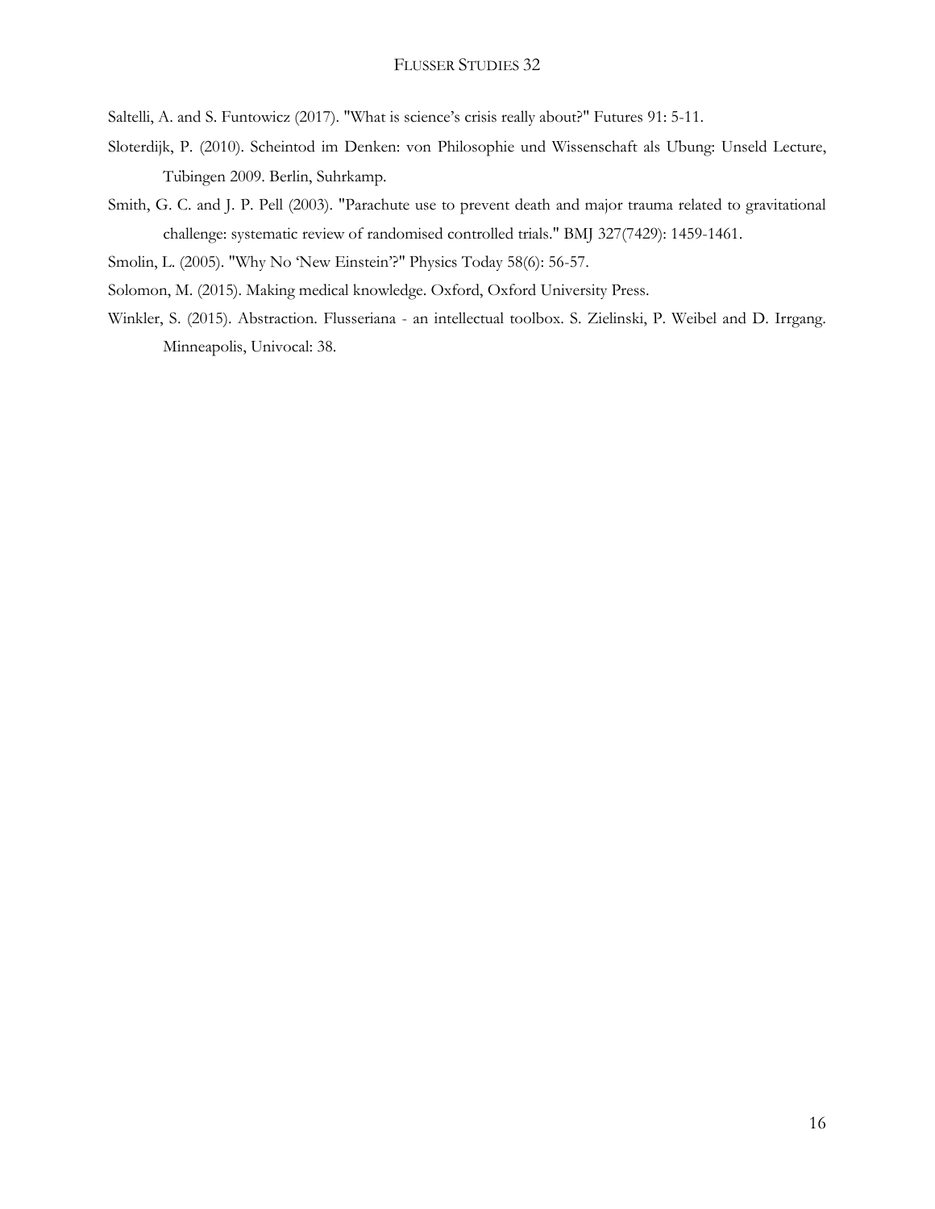Saltelli, A. and S. Funtowicz (2017). "What is science's crisis really about?" Futures 91: 5-11.

Sloterdijk, P. (2010). Scheintod im Denken: von Philosophie und Wissenschaft als Ubung: Unseld Lecture, Tübingen 2009. Berlin, Suhrkamp.

Smith, G. C. and J. P. Pell (2003). "Parachute use to prevent death and major trauma related to gravitational challenge: systematic review of randomised controlled trials." BMJ 327(7429): 1459-1461.

Smolin, L. (2005). "Why No 'New Einstein'?" Physics Today 58(6): 56-57.

Solomon, M. (2015). Making medical knowledge. Oxford, Oxford University Press.

Winkler, S. (2015). Abstraction. Flusseriana - an intellectual toolbox. S. Zielinski, P. Weibel and D. Irrgang. Minneapolis, Univocal: 38.